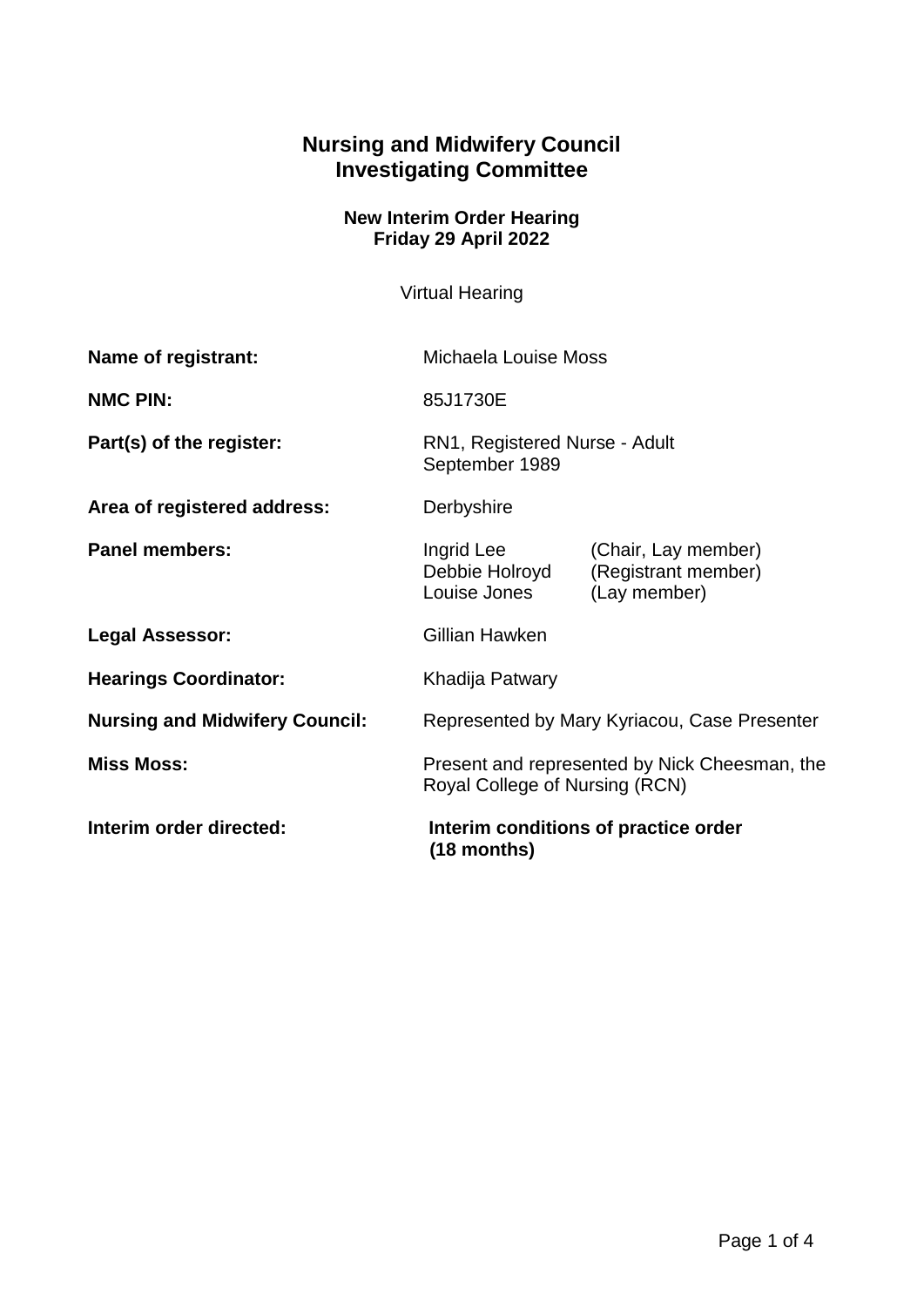# Nursing and Midwifery Council
# Investigating Committee

### New Interim Order Hearing
### Friday 29 April 2022

Virtual Hearing

| | |
|---|---|
| **Name of registrant:** | Michaela Louise Moss |
| **NMC PIN:** | 85J1730E |
| **Part(s) of the register:** | RN1, Registered Nurse - Adult<br>September 1989 |
| **Area of registered address:** | Derbyshire |
| **Panel members:** | Ingrid Lee (Chair, Lay member)<br>Debbie Holroyd (Registrant member)<br>Louise Jones (Lay member) |
| **Legal Assessor:** | Gillian Hawken |
| **Hearings Coordinator:** | Khadija Patwary |
| **Nursing and Midwifery Council:** | Represented by Mary Kyriacou, Case Presenter |
| **Miss Moss:** | Present and represented by Nick Cheesman, the Royal College of Nursing (RCN) |
| **Interim order directed:** | **Interim conditions of practice order (18 months)** |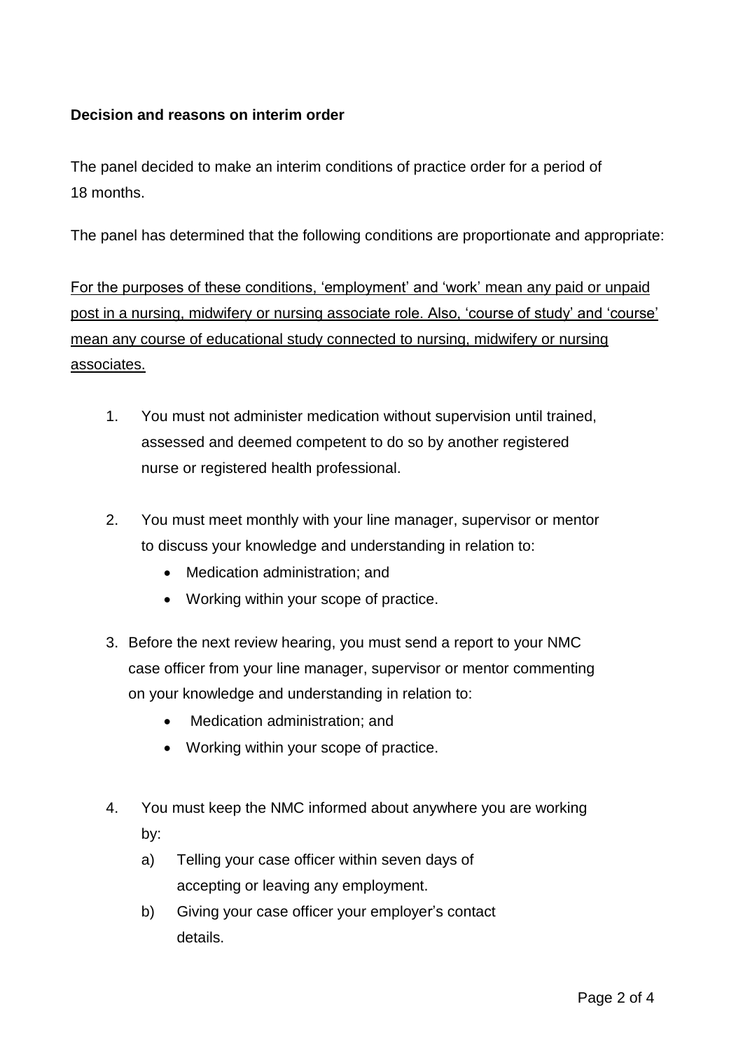**Decision and reasons on interim order**

The panel decided to make an interim conditions of practice order for a period of 18 months.

The panel has determined that the following conditions are proportionate and appropriate:

<u>For the purposes of these conditions, 'employment' and 'work' mean any paid or unpaid post in a nursing, midwifery or nursing associate role. Also, 'course of study' and 'course' mean any course of educational study connected to nursing, midwifery or nursing associates.</u>

1. You must not administer medication without supervision until trained, assessed and deemed competent to do so by another registered nurse or registered health professional.

2. You must meet monthly with your line manager, supervisor or mentor to discuss your knowledge and understanding in relation to:
   - Medication administration; and
   - Working within your scope of practice.

3. Before the next review hearing, you must send a report to your NMC case officer from your line manager, supervisor or mentor commenting on your knowledge and understanding in relation to:
   - Medication administration; and
   - Working within your scope of practice.

4. You must keep the NMC informed about anywhere you are working by:
   a) Telling your case officer within seven days of accepting or leaving any employment.
   b) Giving your case officer your employer's contact details.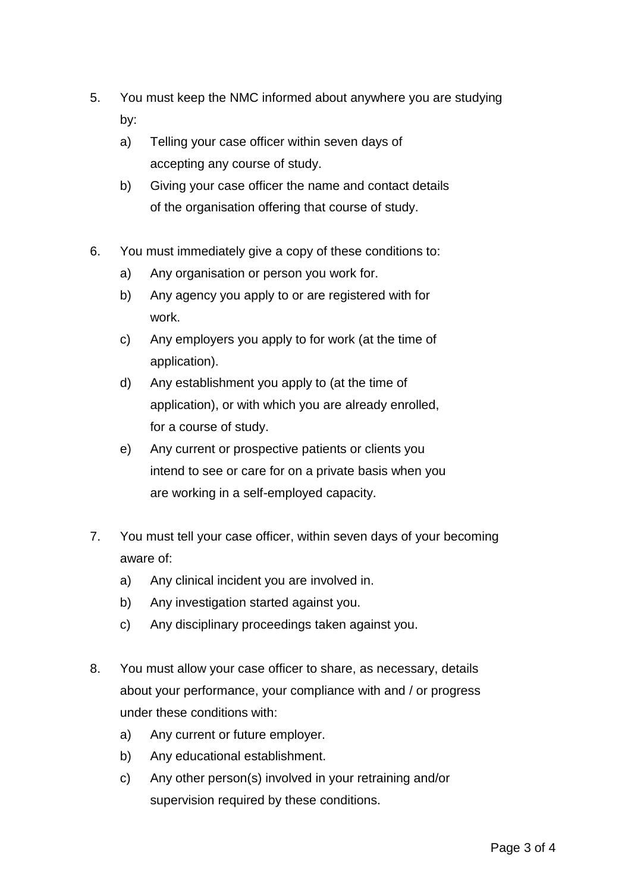5. You must keep the NMC informed about anywhere you are studying by:
   a) Telling your case officer within seven days of accepting any course of study.
   b) Giving your case officer the name and contact details of the organisation offering that course of study.

6. You must immediately give a copy of these conditions to:
   a) Any organisation or person you work for.
   b) Any agency you apply to or are registered with for work.
   c) Any employers you apply to for work (at the time of application).
   d) Any establishment you apply to (at the time of application), or with which you are already enrolled, for a course of study.
   e) Any current or prospective patients or clients you intend to see or care for on a private basis when you are working in a self-employed capacity.

7. You must tell your case officer, within seven days of your becoming aware of:
   a) Any clinical incident you are involved in.
   b) Any investigation started against you.
   c) Any disciplinary proceedings taken against you.

8. You must allow your case officer to share, as necessary, details about your performance, your compliance with and / or progress under these conditions with:
   a) Any current or future employer.
   b) Any educational establishment.
   c) Any other person(s) involved in your retraining and/or supervision required by these conditions.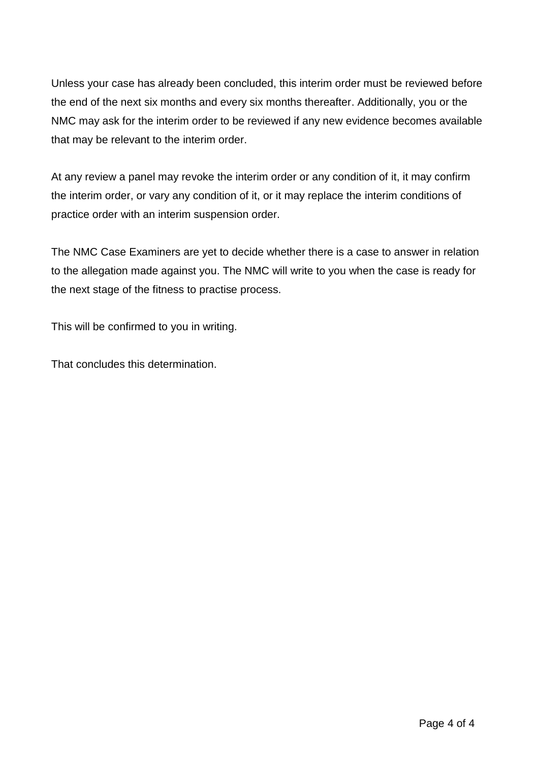Unless your case has already been concluded, this interim order must be reviewed before the end of the next six months and every six months thereafter. Additionally, you or the NMC may ask for the interim order to be reviewed if any new evidence becomes available that may be relevant to the interim order.

At any review a panel may revoke the interim order or any condition of it, it may confirm the interim order, or vary any condition of it, or it may replace the interim conditions of practice order with an interim suspension order.

The NMC Case Examiners are yet to decide whether there is a case to answer in relation to the allegation made against you. The NMC will write to you when the case is ready for the next stage of the fitness to practise process.

This will be confirmed to you in writing.

That concludes this determination.